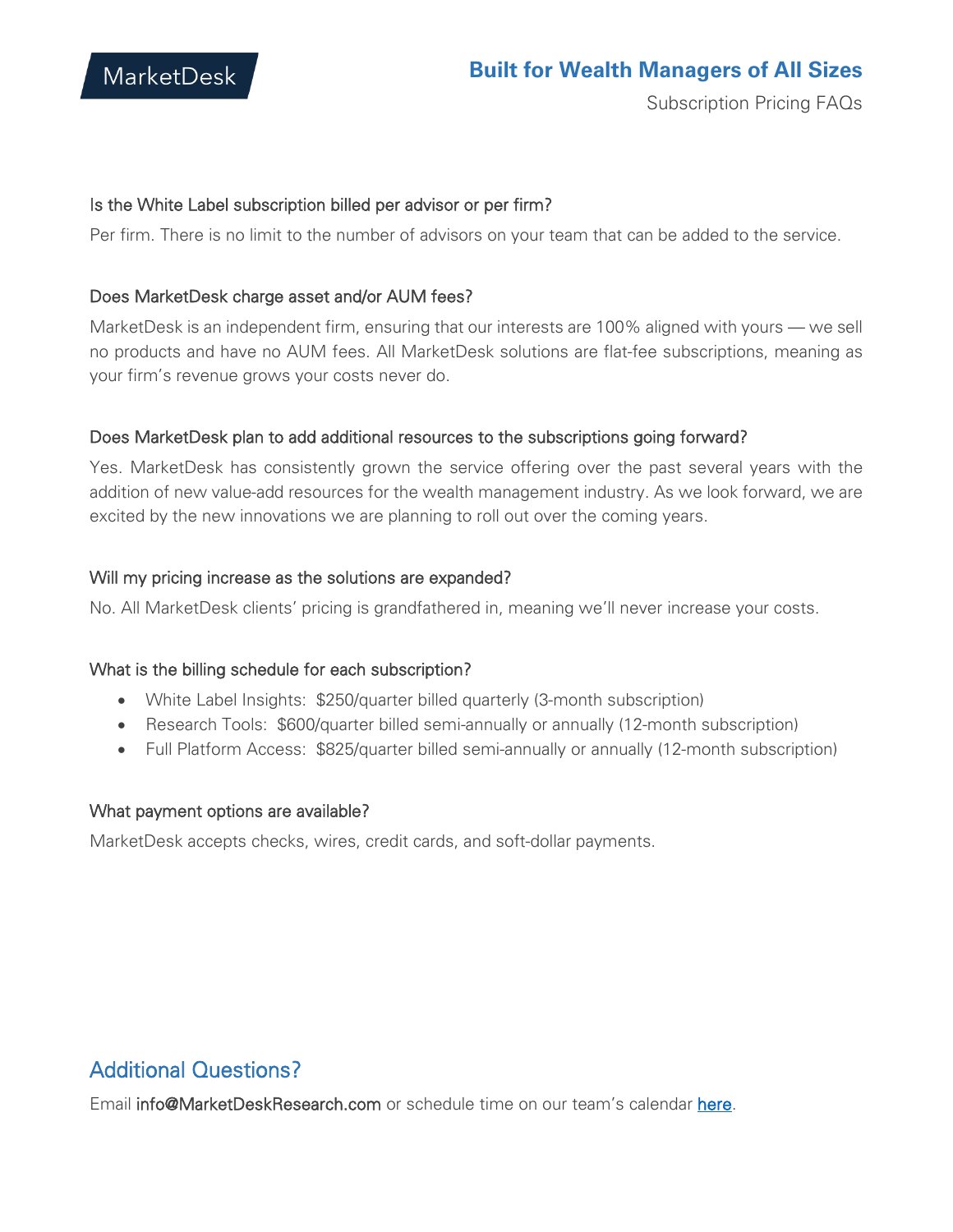MarketDesk

# Built for Wealth Managers of All Sizes

Subscription Pricing FAQs

### Is the White Label subscription billed per advisor or per firm?

Per firm. There is no limit to the number of advisors on your team that can be added to the service.

### Does MarketDesk charge asset and/or AUM fees?

MarketDesk is an independent firm, ensuring that our interests are 100% aligned with yours — we sell no products and have no AUM fees. All MarketDesk solutions are flat-fee subscriptions, meaning as your firm's revenue grows your costs never do.

### Does MarketDesk plan to add additional resources to the subscriptions going forward?

Yes. MarketDesk has consistently grown the service offering over the past several years with the addition of new value-add resources for the wealth management industry. As we look forward, we are excited by the new innovations we are planning to roll out over the coming years.

### Will my pricing increase as the solutions are expanded?

No. All MarketDesk clients' pricing is grandfathered in, meaning we'll never increase your costs.

### What is the billing schedule for each subscription?

- White Label Insights: $250/quarter billed quarterly (3-month subscription)
- Research Tools: $600/quarter billed semi-annually or annually (12-month subscription)
- Full Platform Access: $825/quarter billed semi-annually or annually (12-month subscription)

### What payment options are available?

MarketDesk accepts checks, wires, credit cards, and soft-dollar payments.

## Additional Questions?

Email info@MarketDeskResearch.com or schedule time on our team's calendar here.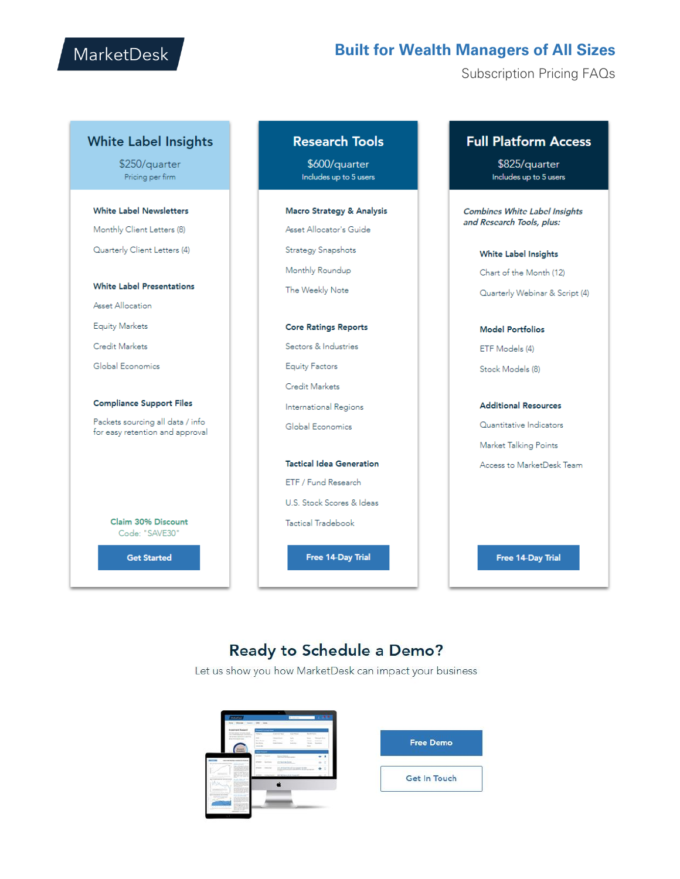MarketDesk

# Built for Wealth Managers of All Sizes

Subscription Pricing FAQs

## White Label Insights

$250/quarter

Pricing per firm

**White Label Newsletters**

- Monthly Client Letters (8)
- Quarterly Client Letters (4)

**White Label Presentations**

- Asset Allocation
- Equity Markets
- Credit Markets
- Global Economics

**Compliance Support Files**

Packets sourcing all data / info for easy retention and approval

**Claim 30% Discount**

Code: "SAVE30"

Get Started

## Research Tools

$600/quarter

Includes up to 5 users

**Macro Strategy & Analysis**

- Asset Allocator's Guide
- Strategy Snapshots
- Monthly Roundup
- The Weekly Note

**Core Ratings Reports**

- Sectors & Industries
- Equity Factors
- Credit Markets
- International Regions
- Global Economics

**Tactical Idea Generation**

- ETF / Fund Research
- U.S. Stock Scores & Ideas
- Tactical Tradebook

Free 14-Day Trial

## Full Platform Access

$825/quarter

Includes up to 5 users

*Combines White Label Insights and Research Tools, plus:*

**White Label Insights**

- Chart of the Month (12)
- Quarterly Webinar & Script (4)

**Model Portfolios**

- ETF Models (4)
- Stock Models (8)

**Additional Resources**

- Quantitative Indicators
- Market Talking Points
- Access to MarketDesk Team

Free 14-Day Trial

## Ready to Schedule a Demo?

Let us show you how MarketDesk can impact your business

Free Demo

Get In Touch